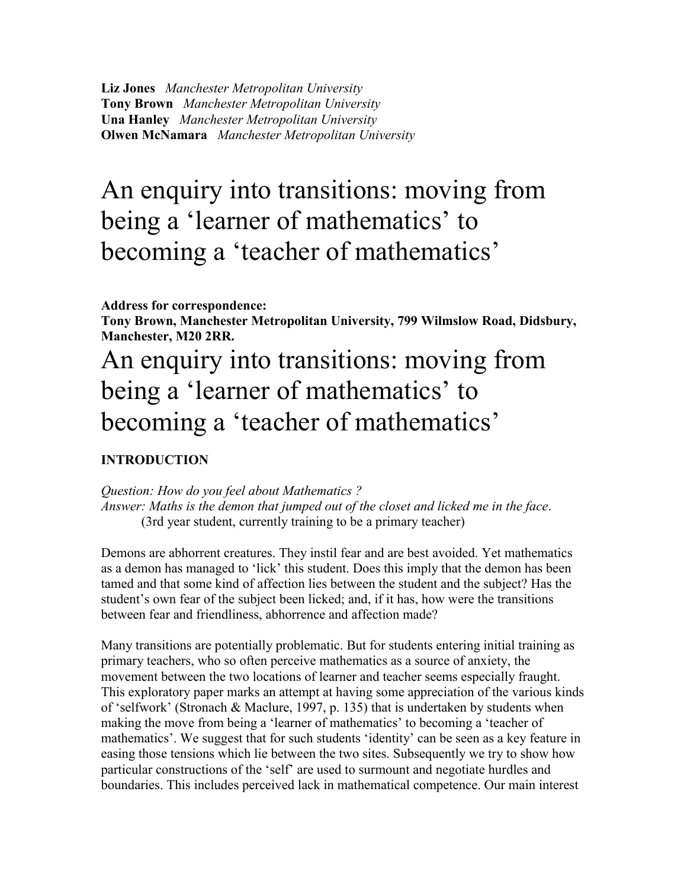**Liz Jones** *Manchester Metropolitan University*
**Tony Brown** *Manchester Metropolitan University*
**Una Hanley** *Manchester Metropolitan University*
**Olwen McNamara** *Manchester Metropolitan University*

# An enquiry into transitions: moving from being a 'learner of mathematics' to becoming a 'teacher of mathematics'

**Address for correspondence:**
**Tony Brown, Manchester Metropolitan University, 799 Wilmslow Road, Didsbury, Manchester, M20 2RR.**

# An enquiry into transitions: moving from being a 'learner of mathematics' to becoming a 'teacher of mathematics'

## INTRODUCTION

*Question: How do you feel about Mathematics ?*
*Answer: Maths is the demon that jumped out of the closet and licked me in the face*.
(3rd year student, currently training to be a primary teacher)

Demons are abhorrent creatures. They instil fear and are best avoided. Yet mathematics as a demon has managed to 'lick' this student. Does this imply that the demon has been tamed and that some kind of affection lies between the student and the subject? Has the student's own fear of the subject been licked; and, if it has, how were the transitions between fear and friendliness, abhorrence and affection made?

Many transitions are potentially problematic. But for students entering initial training as primary teachers, who so often perceive mathematics as a source of anxiety, the movement between the two locations of learner and teacher seems especially fraught. This exploratory paper marks an attempt at having some appreciation of the various kinds of 'selfwork' (Stronach & Maclure, 1997, p. 135) that is undertaken by students when making the move from being a 'learner of mathematics' to becoming a 'teacher of mathematics'. We suggest that for such students 'identity' can be seen as a key feature in easing those tensions which lie between the two sites. Subsequently we try to show how particular constructions of the 'self' are used to surmount and negotiate hurdles and boundaries. This includes perceived lack in mathematical competence. Our main interest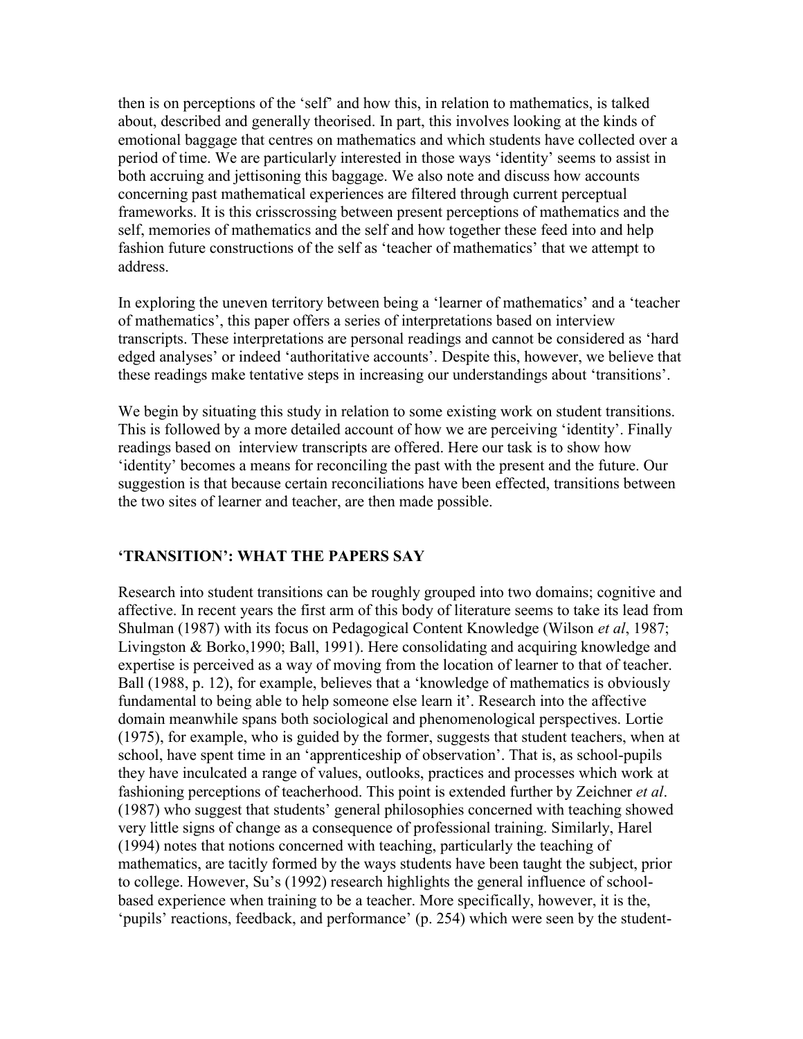then is on perceptions of the 'self' and how this, in relation to mathematics, is talked about, described and generally theorised. In part, this involves looking at the kinds of emotional baggage that centres on mathematics and which students have collected over a period of time. We are particularly interested in those ways 'identity' seems to assist in both accruing and jettisoning this baggage. We also note and discuss how accounts concerning past mathematical experiences are filtered through current perceptual frameworks. It is this crisscrossing between present perceptions of mathematics and the self, memories of mathematics and the self and how together these feed into and help fashion future constructions of the self as 'teacher of mathematics' that we attempt to address.

In exploring the uneven territory between being a 'learner of mathematics' and a 'teacher of mathematics', this paper offers a series of interpretations based on interview transcripts. These interpretations are personal readings and cannot be considered as 'hard edged analyses' or indeed 'authoritative accounts'. Despite this, however, we believe that these readings make tentative steps in increasing our understandings about 'transitions'.

We begin by situating this study in relation to some existing work on student transitions. This is followed by a more detailed account of how we are perceiving 'identity'. Finally readings based on interview transcripts are offered. Here our task is to show how 'identity' becomes a means for reconciling the past with the present and the future. Our suggestion is that because certain reconciliations have been effected, transitions between the two sites of learner and teacher, are then made possible.

## 'TRANSITION': WHAT THE PAPERS SAY

Research into student transitions can be roughly grouped into two domains; cognitive and affective. In recent years the first arm of this body of literature seems to take its lead from Shulman (1987) with its focus on Pedagogical Content Knowledge (Wilson *et al*, 1987; Livingston & Borko,1990; Ball, 1991). Here consolidating and acquiring knowledge and expertise is perceived as a way of moving from the location of learner to that of teacher. Ball (1988, p. 12), for example, believes that a 'knowledge of mathematics is obviously fundamental to being able to help someone else learn it'. Research into the affective domain meanwhile spans both sociological and phenomenological perspectives. Lortie (1975), for example, who is guided by the former, suggests that student teachers, when at school, have spent time in an 'apprenticeship of observation'. That is, as school-pupils they have inculcated a range of values, outlooks, practices and processes which work at fashioning perceptions of teacherhood. This point is extended further by Zeichner *et al*. (1987) who suggest that students' general philosophies concerned with teaching showed very little signs of change as a consequence of professional training. Similarly, Harel (1994) notes that notions concerned with teaching, particularly the teaching of mathematics, are tacitly formed by the ways students have been taught the subject, prior to college. However, Su's (1992) research highlights the general influence of school-based experience when training to be a teacher. More specifically, however, it is the, 'pupils' reactions, feedback, and performance' (p. 254) which were seen by the student-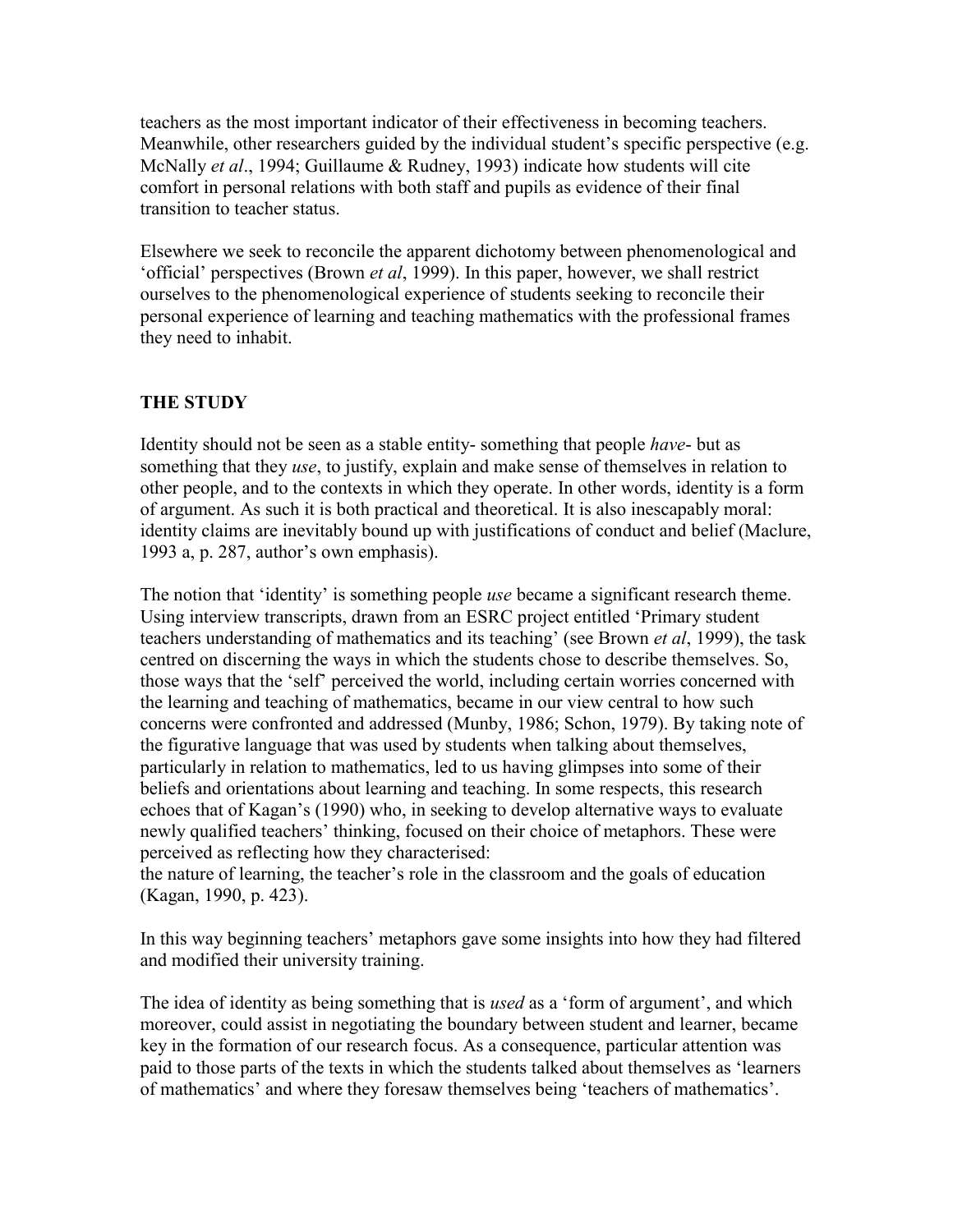teachers as the most important indicator of their effectiveness in becoming teachers. Meanwhile, other researchers guided by the individual student's specific perspective (e.g. McNally *et al*., 1994; Guillaume & Rudney, 1993) indicate how students will cite comfort in personal relations with both staff and pupils as evidence of their final transition to teacher status.

Elsewhere we seek to reconcile the apparent dichotomy between phenomenological and 'official' perspectives (Brown *et al*, 1999). In this paper, however, we shall restrict ourselves to the phenomenological experience of students seeking to reconcile their personal experience of learning and teaching mathematics with the professional frames they need to inhabit.

## THE STUDY

Identity should not be seen as a stable entity- something that people *have*- but as something that they *use*, to justify, explain and make sense of themselves in relation to other people, and to the contexts in which they operate. In other words, identity is a form of argument. As such it is both practical and theoretical. It is also inescapably moral: identity claims are inevitably bound up with justifications of conduct and belief (Maclure, 1993 a, p. 287, author's own emphasis).

The notion that 'identity' is something people *use* became a significant research theme. Using interview transcripts, drawn from an ESRC project entitled 'Primary student teachers understanding of mathematics and its teaching' (see Brown *et al*, 1999), the task centred on discerning the ways in which the students chose to describe themselves. So, those ways that the 'self' perceived the world, including certain worries concerned with the learning and teaching of mathematics, became in our view central to how such concerns were confronted and addressed (Munby, 1986; Schon, 1979). By taking note of the figurative language that was used by students when talking about themselves, particularly in relation to mathematics, led to us having glimpses into some of their beliefs and orientations about learning and teaching. In some respects, this research echoes that of Kagan's (1990) who, in seeking to develop alternative ways to evaluate newly qualified teachers' thinking, focused on their choice of metaphors. These were perceived as reflecting how they characterised:
the nature of learning, the teacher's role in the classroom and the goals of education (Kagan, 1990, p. 423).

In this way beginning teachers' metaphors gave some insights into how they had filtered and modified their university training.

The idea of identity as being something that is *used* as a 'form of argument', and which moreover, could assist in negotiating the boundary between student and learner, became key in the formation of our research focus. As a consequence, particular attention was paid to those parts of the texts in which the students talked about themselves as 'learners of mathematics' and where they foresaw themselves being 'teachers of mathematics'.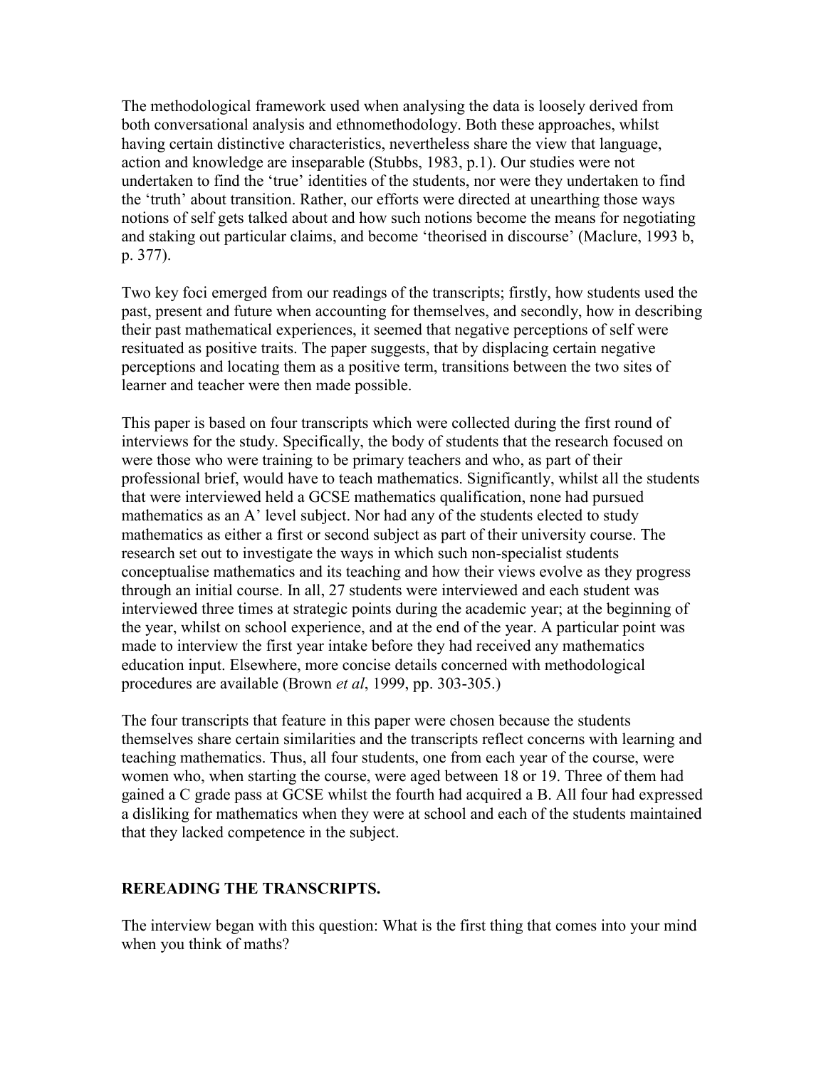The methodological framework used when analysing the data is loosely derived from both conversational analysis and ethnomethodology. Both these approaches, whilst having certain distinctive characteristics, nevertheless share the view that language, action and knowledge are inseparable (Stubbs, 1983, p.1). Our studies were not undertaken to find the 'true' identities of the students, nor were they undertaken to find the 'truth' about transition. Rather, our efforts were directed at unearthing those ways notions of self gets talked about and how such notions become the means for negotiating and staking out particular claims, and become 'theorised in discourse' (Maclure, 1993 b, p. 377).

Two key foci emerged from our readings of the transcripts; firstly, how students used the past, present and future when accounting for themselves, and secondly, how in describing their past mathematical experiences, it seemed that negative perceptions of self were resituated as positive traits. The paper suggests, that by displacing certain negative perceptions and locating them as a positive term, transitions between the two sites of learner and teacher were then made possible.

This paper is based on four transcripts which were collected during the first round of interviews for the study. Specifically, the body of students that the research focused on were those who were training to be primary teachers and who, as part of their professional brief, would have to teach mathematics. Significantly, whilst all the students that were interviewed held a GCSE mathematics qualification, none had pursued mathematics as an A' level subject. Nor had any of the students elected to study mathematics as either a first or second subject as part of their university course. The research set out to investigate the ways in which such non-specialist students conceptualise mathematics and its teaching and how their views evolve as they progress through an initial course. In all, 27 students were interviewed and each student was interviewed three times at strategic points during the academic year; at the beginning of the year, whilst on school experience, and at the end of the year. A particular point was made to interview the first year intake before they had received any mathematics education input. Elsewhere, more concise details concerned with methodological procedures are available (Brown *et al*, 1999, pp. 303-305.)

The four transcripts that feature in this paper were chosen because the students themselves share certain similarities and the transcripts reflect concerns with learning and teaching mathematics. Thus, all four students, one from each year of the course, were women who, when starting the course, were aged between 18 or 19. Three of them had gained a C grade pass at GCSE whilst the fourth had acquired a B. All four had expressed a disliking for mathematics when they were at school and each of the students maintained that they lacked competence in the subject.

## REREADING THE TRANSCRIPTS.

The interview began with this question: What is the first thing that comes into your mind when you think of maths?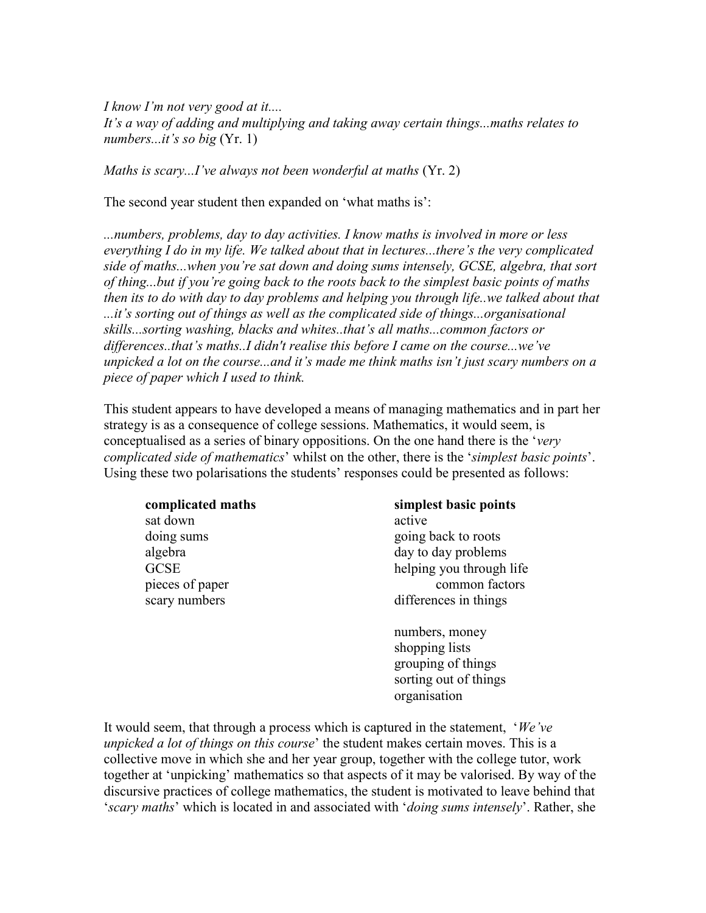*I know I'm not very good at it....*
*It's a way of adding and multiplying and taking away certain things...maths relates to numbers...it's so big* (Yr. 1)

*Maths is scary...I've always not been wonderful at maths* (Yr. 2)

The second year student then expanded on 'what maths is':

*...numbers, problems, day to day activities. I know maths is involved in more or less everything I do in my life. We talked about that in lectures...there's the very complicated side of maths...when you're sat down and doing sums intensely, GCSE, algebra, that sort of thing...but if you're going back to the roots back to the simplest basic points of maths then its to do with day to day problems and helping you through life..we talked about that ...it's sorting out of things as well as the complicated side of things...organisational skills...sorting washing, blacks and whites..that's all maths...common factors or differences..that's maths..I didn't realise this before I came on the course...we've unpicked a lot on the course...and it's made me think maths isn't just scary numbers on a piece of paper which I used to think.*

This student appears to have developed a means of managing mathematics and in part her strategy is as a consequence of college sessions. Mathematics, it would seem, is conceptualised as a series of binary oppositions. On the one hand there is the '*very complicated side of mathematics*' whilst on the other, there is the '*simplest basic points*'. Using these two polarisations the students' responses could be presented as follows:

| **complicated maths** | **simplest basic points** |
|---|---|
| sat down | active |
| doing sums | going back to roots |
| algebra | day to day problems |
| GCSE | helping you through life |
| pieces of paper | common factors |
| scary numbers | differences in things |
| | |
| | numbers, money |
| | shopping lists |
| | grouping of things |
| | sorting out of things |
| | organisation |

It would seem, that through a process which is captured in the statement, '*We've unpicked a lot of things on this course*' the student makes certain moves. This is a collective move in which she and her year group, together with the college tutor, work together at 'unpicking' mathematics so that aspects of it may be valorised. By way of the discursive practices of college mathematics, the student is motivated to leave behind that '*scary maths*' which is located in and associated with '*doing sums intensely*'. Rather, she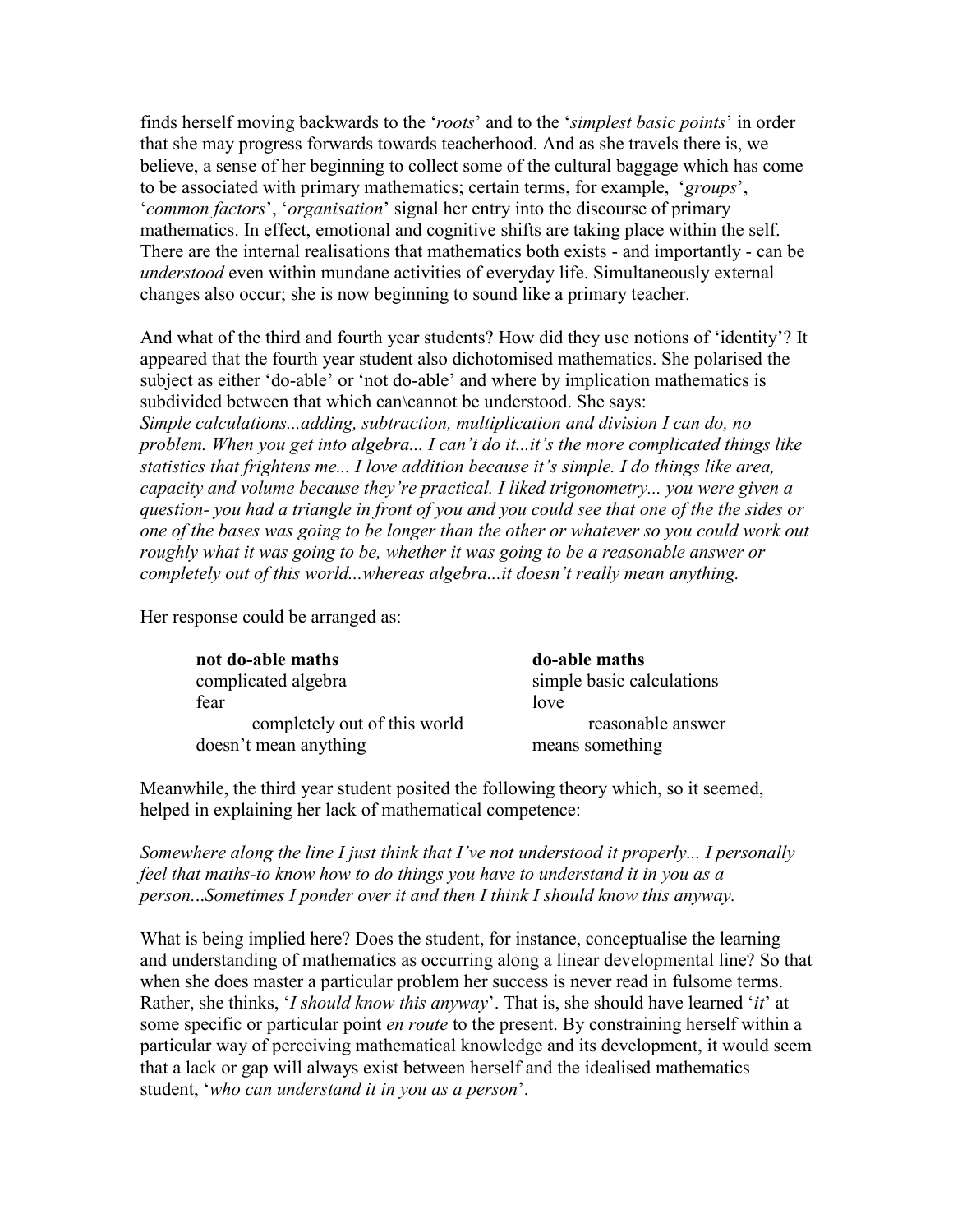finds herself moving backwards to the '*roots*' and to the '*simplest basic points*' in order that she may progress forwards towards teacherhood. And as she travels there is, we believe, a sense of her beginning to collect some of the cultural baggage which has come to be associated with primary mathematics; certain terms, for example, '*groups*', '*common factors*', '*organisation*' signal her entry into the discourse of primary mathematics. In effect, emotional and cognitive shifts are taking place within the self. There are the internal realisations that mathematics both exists - and importantly - can be *understood* even within mundane activities of everyday life. Simultaneously external changes also occur; she is now beginning to sound like a primary teacher.

And what of the third and fourth year students? How did they use notions of 'identity'? It appeared that the fourth year student also dichotomised mathematics. She polarised the subject as either 'do-able' or 'not do-able' and where by implication mathematics is subdivided between that which can\cannot be understood. She says:
*Simple calculations...adding, subtraction, multiplication and division I can do, no problem. When you get into algebra... I can't do it...it's the more complicated things like statistics that frightens me... I love addition because it's simple. I do things like area, capacity and volume because they're practical. I liked trigonometry... you were given a question- you had a triangle in front of you and you could see that one of the the sides or one of the bases was going to be longer than the other or whatever so you could work out roughly what it was going to be, whether it was going to be a reasonable answer or completely out of this world...whereas algebra...it doesn't really mean anything.*

Her response could be arranged as:

| **not do-able maths** | **do-able maths** |
|---|---|
| complicated algebra | simple basic calculations |
| fear | love |
| completely out of this world | reasonable answer |
| doesn't mean anything | means something |

Meanwhile, the third year student posited the following theory which, so it seemed, helped in explaining her lack of mathematical competence:

*Somewhere along the line I just think that I've not understood it properly... I personally feel that maths-to know how to do things you have to understand it in you as a person...Sometimes I ponder over it and then I think I should know this anyway.*

What is being implied here? Does the student, for instance, conceptualise the learning and understanding of mathematics as occurring along a linear developmental line? So that when she does master a particular problem her success is never read in fulsome terms. Rather, she thinks, '*I should know this anyway*'. That is, she should have learned '*it*' at some specific or particular point *en route* to the present. By constraining herself within a particular way of perceiving mathematical knowledge and its development, it would seem that a lack or gap will always exist between herself and the idealised mathematics student, '*who can understand it in you as a person*'.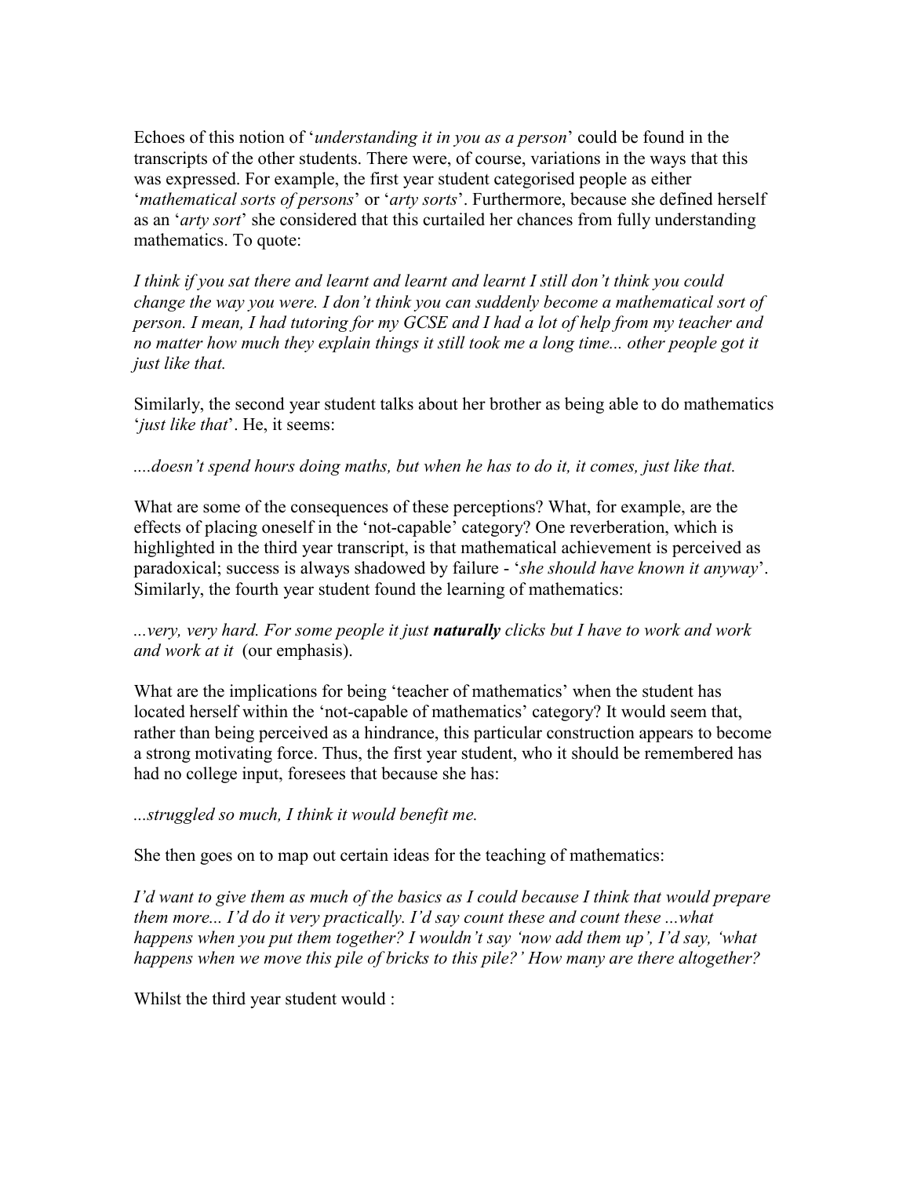Echoes of this notion of '*understanding it in you as a person*' could be found in the transcripts of the other students. There were, of course, variations in the ways that this was expressed. For example, the first year student categorised people as either '*mathematical sorts of persons*' or '*arty sorts*'. Furthermore, because she defined herself as an '*arty sort*' she considered that this curtailed her chances from fully understanding mathematics. To quote:

*I think if you sat there and learnt and learnt and learnt I still don't think you could change the way you were. I don't think you can suddenly become a mathematical sort of person. I mean, I had tutoring for my GCSE and I had a lot of help from my teacher and no matter how much they explain things it still took me a long time... other people got it just like that.*

Similarly, the second year student talks about her brother as being able to do mathematics '*just like that*'. He, it seems:

*....doesn't spend hours doing maths, but when he has to do it, it comes, just like that.*

What are some of the consequences of these perceptions? What, for example, are the effects of placing oneself in the 'not-capable' category? One reverberation, which is highlighted in the third year transcript, is that mathematical achievement is perceived as paradoxical; success is always shadowed by failure - '*she should have known it anyway*'. Similarly, the fourth year student found the learning of mathematics:

*...very, very hard. For some people it just* ***naturally*** *clicks but I have to work and work and work at it* (our emphasis).

What are the implications for being 'teacher of mathematics' when the student has located herself within the 'not-capable of mathematics' category? It would seem that, rather than being perceived as a hindrance, this particular construction appears to become a strong motivating force. Thus, the first year student, who it should be remembered has had no college input, foresees that because she has:

*...struggled so much, I think it would benefit me.*

She then goes on to map out certain ideas for the teaching of mathematics:

*I'd want to give them as much of the basics as I could because I think that would prepare them more... I'd do it very practically. I'd say count these and count these ...what happens when you put them together? I wouldn't say 'now add them up', I'd say, 'what happens when we move this pile of bricks to this pile?' How many are there altogether?*

Whilst the third year student would :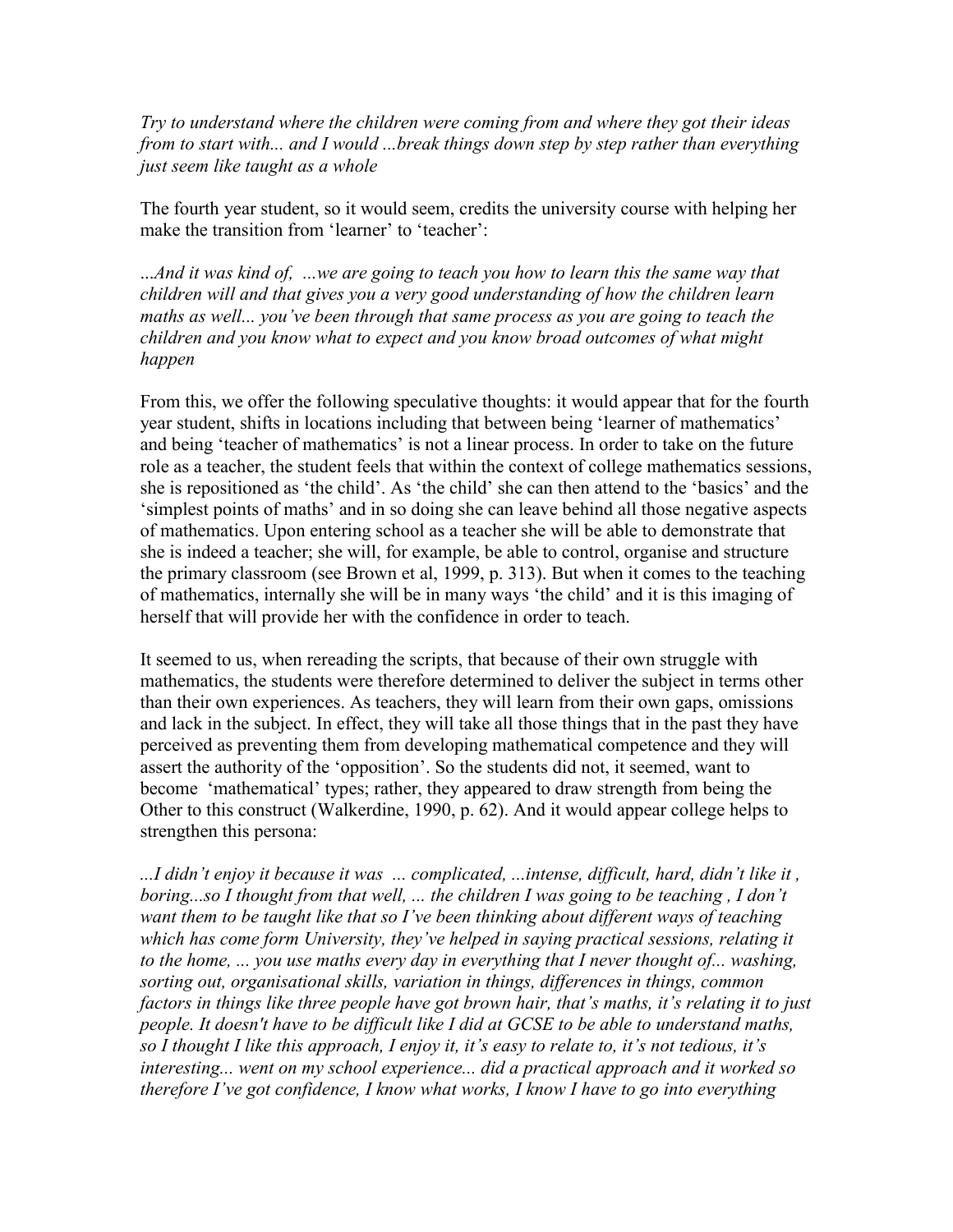*Try to understand where the children were coming from and where they got their ideas from to start with... and I would ...break things down step by step rather than everything just seem like taught as a whole*

The fourth year student, so it would seem, credits the university course with helping her make the transition from 'learner' to 'teacher':

*...And it was kind of, ...we are going to teach you how to learn this the same way that children will and that gives you a very good understanding of how the children learn maths as well... you've been through that same process as you are going to teach the children and you know what to expect and you know broad outcomes of what might happen*

From this, we offer the following speculative thoughts: it would appear that for the fourth year student, shifts in locations including that between being 'learner of mathematics' and being 'teacher of mathematics' is not a linear process. In order to take on the future role as a teacher, the student feels that within the context of college mathematics sessions, she is repositioned as 'the child'. As 'the child' she can then attend to the 'basics' and the 'simplest points of maths' and in so doing she can leave behind all those negative aspects of mathematics. Upon entering school as a teacher she will be able to demonstrate that she is indeed a teacher; she will, for example, be able to control, organise and structure the primary classroom (see Brown et al, 1999, p. 313). But when it comes to the teaching of mathematics, internally she will be in many ways 'the child' and it is this imaging of herself that will provide her with the confidence in order to teach.

It seemed to us, when rereading the scripts, that because of their own struggle with mathematics, the students were therefore determined to deliver the subject in terms other than their own experiences. As teachers, they will learn from their own gaps, omissions and lack in the subject. In effect, they will take all those things that in the past they have perceived as preventing them from developing mathematical competence and they will assert the authority of the 'opposition'. So the students did not, it seemed, want to become 'mathematical' types; rather, they appeared to draw strength from being the Other to this construct (Walkerdine, 1990, p. 62). And it would appear college helps to strengthen this persona:

*...I didn't enjoy it because it was ... complicated, ...intense, difficult, hard, didn't like it , boring...so I thought from that well, ... the children I was going to be teaching , I don't want them to be taught like that so I've been thinking about different ways of teaching which has come form University, they've helped in saying practical sessions, relating it to the home, ... you use maths every day in everything that I never thought of... washing, sorting out, organisational skills, variation in things, differences in things, common factors in things like three people have got brown hair, that's maths, it's relating it to just people. It doesn't have to be difficult like I did at GCSE to be able to understand maths, so I thought I like this approach, I enjoy it, it's easy to relate to, it's not tedious, it's interesting... went on my school experience... did a practical approach and it worked so therefore I've got confidence, I know what works, I know I have to go into everything*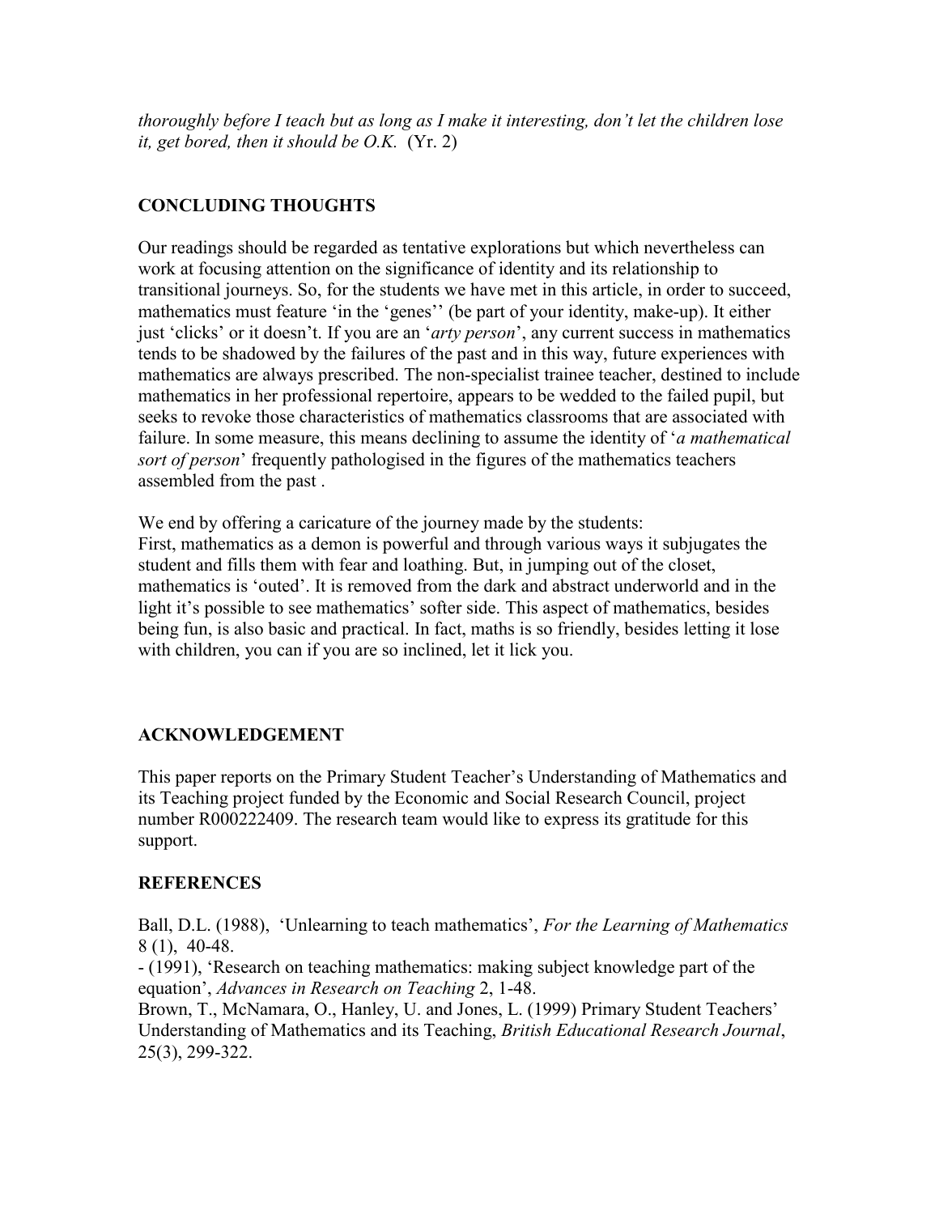*thoroughly before I teach but as long as I make it interesting, don't let the children lose it, get bored, then it should be O.K.* (Yr. 2)

## CONCLUDING THOUGHTS

Our readings should be regarded as tentative explorations but which nevertheless can work at focusing attention on the significance of identity and its relationship to transitional journeys. So, for the students we have met in this article, in order to succeed, mathematics must feature 'in the 'genes'' (be part of your identity, make-up). It either just 'clicks' or it doesn't. If you are an '*arty person*', any current success in mathematics tends to be shadowed by the failures of the past and in this way, future experiences with mathematics are always prescribed. The non-specialist trainee teacher, destined to include mathematics in her professional repertoire, appears to be wedded to the failed pupil, but seeks to revoke those characteristics of mathematics classrooms that are associated with failure. In some measure, this means declining to assume the identity of '*a mathematical sort of person*' frequently pathologised in the figures of the mathematics teachers assembled from the past .

We end by offering a caricature of the journey made by the students:
First, mathematics as a demon is powerful and through various ways it subjugates the student and fills them with fear and loathing. But, in jumping out of the closet, mathematics is 'outed'. It is removed from the dark and abstract underworld and in the light it's possible to see mathematics' softer side. This aspect of mathematics, besides being fun, is also basic and practical. In fact, maths is so friendly, besides letting it lose with children, you can if you are so inclined, let it lick you.

## ACKNOWLEDGEMENT

This paper reports on the Primary Student Teacher's Understanding of Mathematics and its Teaching project funded by the Economic and Social Research Council, project number R000222409. The research team would like to express its gratitude for this support.

## REFERENCES

Ball, D.L. (1988), 'Unlearning to teach mathematics', *For the Learning of Mathematics* 8 (1), 40-48.
- (1991), 'Research on teaching mathematics: making subject knowledge part of the equation', *Advances in Research on Teaching* 2, 1-48.
Brown, T., McNamara, O., Hanley, U. and Jones, L. (1999) Primary Student Teachers' Understanding of Mathematics and its Teaching, *British Educational Research Journal*, 25(3), 299-322.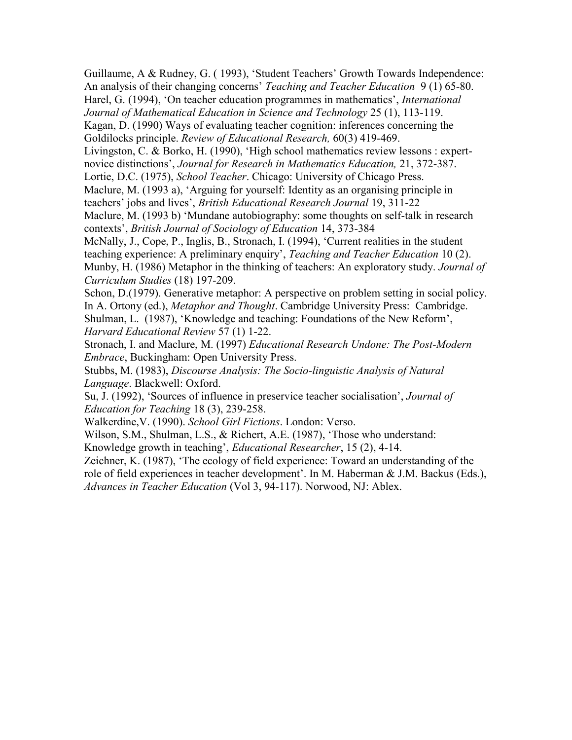Guillaume, A & Rudney, G. ( 1993), 'Student Teachers' Growth Towards Independence: An analysis of their changing concerns' *Teaching and Teacher Education* 9 (1) 65-80.

Harel, G. (1994), 'On teacher education programmes in mathematics', *International Journal of Mathematical Education in Science and Technology* 25 (1), 113-119.

Kagan, D. (1990) Ways of evaluating teacher cognition: inferences concerning the Goldilocks principle. *Review of Educational Research,* 60(3) 419-469.

Livingston, C. & Borko, H. (1990), 'High school mathematics review lessons : expert-novice distinctions', *Journal for Research in Mathematics Education,* 21, 372-387.

Lortie, D.C. (1975), *School Teacher*. Chicago: University of Chicago Press.

Maclure, M. (1993 a), 'Arguing for yourself: Identity as an organising principle in teachers' jobs and lives', *British Educational Research Journal* 19, 311-22

Maclure, M. (1993 b) 'Mundane autobiography: some thoughts on self-talk in research contexts', *British Journal of Sociology of Education* 14, 373-384

McNally, J., Cope, P., Inglis, B., Stronach, I. (1994), 'Current realities in the student teaching experience: A preliminary enquiry', *Teaching and Teacher Education* 10 (2).

Munby, H. (1986) Metaphor in the thinking of teachers: An exploratory study. *Journal of Curriculum Studies* (18) 197-209.

Schon, D.(1979). Generative metaphor: A perspective on problem setting in social policy. In A. Ortony (ed.), *Metaphor and Thought*. Cambridge University Press: Cambridge.

Shulman, L. (1987), 'Knowledge and teaching: Foundations of the New Reform', *Harvard Educational Review* 57 (1) 1-22.

Stronach, I. and Maclure, M. (1997) *Educational Research Undone: The Post-Modern Embrace*, Buckingham: Open University Press.

Stubbs, M. (1983), *Discourse Analysis: The Socio-linguistic Analysis of Natural Language*. Blackwell: Oxford.

Su, J. (1992), 'Sources of influence in preservice teacher socialisation', *Journal of Education for Teaching* 18 (3), 239-258.

Walkerdine,V. (1990). *School Girl Fictions*. London: Verso.

Wilson, S.M., Shulman, L.S., & Richert, A.E. (1987), 'Those who understand: Knowledge growth in teaching', *Educational Researcher*, 15 (2), 4-14.

Zeichner, K. (1987), 'The ecology of field experience: Toward an understanding of the role of field experiences in teacher development'. In M. Haberman & J.M. Backus (Eds.), *Advances in Teacher Education* (Vol 3, 94-117). Norwood, NJ: Ablex.